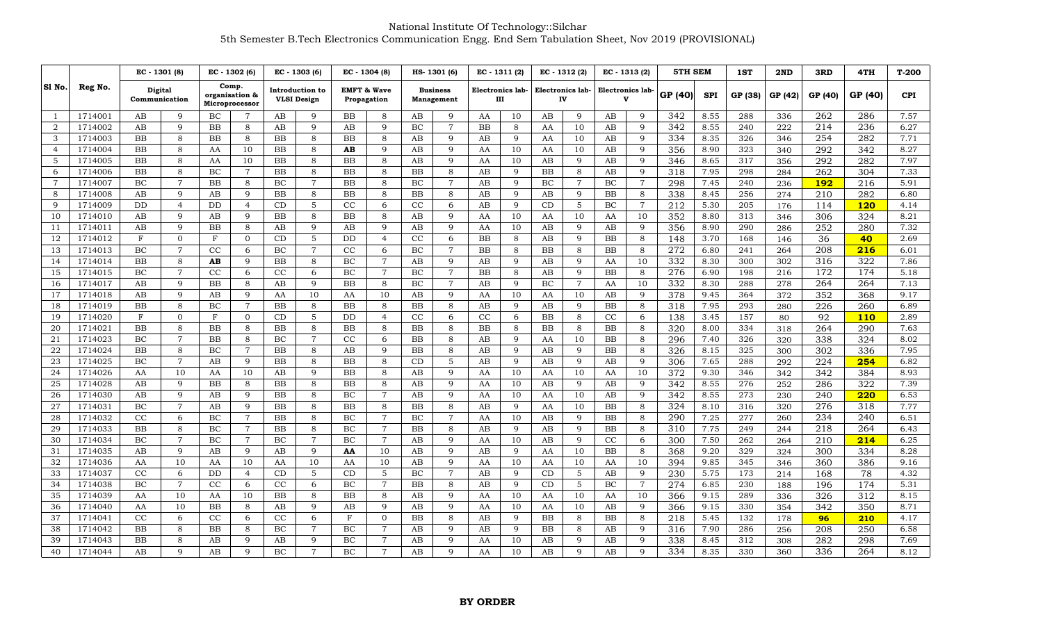National Institute Of Technology::Silchar

5th Semester B.Tech Electronics Communication Engg. End Sem Tabulation Sheet, Nov 2019 (PROVISIONAL)

| Sl No. | Reg No. | EC - 1301 (8) Digital Communication | | EC - 1302 (6) Comp. organisation & Microprocessor | | EC - 1303 (6) Introduction to VLSI Design | | EC - 1304 (8) EMFT & Wave Propagation | | HS- 1301 (6) Business Management | | EC - 1311 (2) Electronics lab-III | | EC - 1312 (2) Electronics lab-IV | | EC - 1313 (2) Electronics lab-V | | 5TH SEM | | 1ST | 2ND | 3RD | 4TH | T-200 |
|---|---|---|---|---|---|---|---|---|---|---|---|---|---|---|---|---|---|---|---|---|---|---|---|---|
| | | | | | | | | | | | | | | | | | | GP (40) | SPI | GP (38) | GP (42) | GP (40) | GP (40) | CPI |
| 1 | 1714001 | AB | 9 | BC | 7 | AB | 9 | BB | 8 | AB | 9 | AA | 10 | AB | 9 | AB | 9 | 342 | 8.55 | 288 | 336 | 262 | 286 | 7.57 |
| 2 | 1714002 | AB | 9 | BB | 8 | AB | 9 | AB | 9 | BC | 7 | BB | 8 | AA | 10 | AB | 9 | 342 | 8.55 | 240 | 222 | 214 | 236 | 6.27 |
| 3 | 1714003 | BB | 8 | BB | 8 | BB | 8 | BB | 8 | AB | 9 | AB | 9 | AA | 10 | AB | 9 | 334 | 8.35 | 326 | 346 | 254 | 282 | 7.71 |
| 4 | 1714004 | BB | 8 | AA | 10 | BB | 8 | **AB** | 9 | AB | 9 | AA | 10 | AA | 10 | AB | 9 | 356 | 8.90 | 323 | 340 | 292 | 342 | 8.27 |
| 5 | 1714005 | BB | 8 | AA | 10 | BB | 8 | BB | 8 | AB | 9 | AA | 10 | AB | 9 | AB | 9 | 346 | 8.65 | 317 | 356 | 292 | 282 | 7.97 |
| 6 | 1714006 | BB | 8 | BC | 7 | BB | 8 | BB | 8 | BB | 8 | AB | 9 | BB | 8 | AB | 9 | 318 | 7.95 | 298 | 284 | 262 | 304 | 7.33 |
| 7 | 1714007 | BC | 7 | BB | 8 | BC | 7 | BB | 8 | BC | 7 | AB | 9 | BC | 7 | BC | 7 | 298 | 7.45 | 240 | 236 | **192** | 216 | 5.91 |
| 8 | 1714008 | AB | 9 | AB | 9 | BB | 8 | BB | 8 | BB | 8 | AB | 9 | AB | 9 | BB | 8 | 338 | 8.45 | 256 | 274 | 210 | 282 | 6.80 |
| 9 | 1714009 | DD | 4 | DD | 4 | CD | 5 | CC | 6 | CC | 6 | AB | 9 | CD | 5 | BC | 7 | 212 | 5.30 | 205 | 176 | 114 | **120** | 4.14 |
| 10 | 1714010 | AB | 9 | AB | 9 | BB | 8 | BB | 8 | AB | 9 | AA | 10 | AA | 10 | AA | 10 | 352 | 8.80 | 313 | 346 | 306 | 324 | 8.21 |
| 11 | 1714011 | AB | 9 | BB | 8 | AB | 9 | AB | 9 | AB | 9 | AA | 10 | AB | 9 | AB | 9 | 356 | 8.90 | 290 | 286 | 252 | 280 | 7.32 |
| 12 | 1714012 | F | 0 | F | 0 | CD | 5 | DD | 4 | CC | 6 | BB | 8 | AB | 9 | BB | 8 | 148 | 3.70 | 168 | 146 | 36 | **40** | 2.69 |
| 13 | 1714013 | BC | 7 | CC | 6 | BC | 7 | CC | 6 | BC | 7 | BB | 8 | BB | 8 | BB | 8 | 272 | 6.80 | 241 | 264 | 208 | **216** | 6.01 |
| 14 | 1714014 | BB | 8 | **AB** | 9 | BB | 8 | BC | 7 | AB | 9 | AB | 9 | AB | 9 | AA | 10 | 332 | 8.30 | 300 | 302 | 316 | 322 | 7.86 |
| 15 | 1714015 | BC | 7 | CC | 6 | CC | 6 | BC | 7 | BC | 7 | BB | 8 | AB | 9 | BB | 8 | 276 | 6.90 | 198 | 216 | 172 | 174 | 5.18 |
| 16 | 1714017 | AB | 9 | BB | 8 | AB | 9 | BB | 8 | BC | 7 | AB | 9 | BC | 7 | AA | 10 | 332 | 8.30 | 288 | 278 | 264 | 264 | 7.13 |
| 17 | 1714018 | AB | 9 | AB | 9 | AA | 10 | AA | 10 | AB | 9 | AA | 10 | AA | 10 | AB | 9 | 378 | 9.45 | 364 | 372 | 352 | 368 | 9.17 |
| 18 | 1714019 | BB | 8 | BC | 7 | BB | 8 | BB | 8 | BB | 8 | AB | 9 | AB | 9 | BB | 8 | 318 | 7.95 | 293 | 280 | 226 | 260 | 6.89 |
| 19 | 1714020 | F | 0 | F | 0 | CD | 5 | DD | 4 | CC | 6 | CC | 6 | BB | 8 | CC | 6 | 138 | 3.45 | 157 | 80 | 92 | **110** | 2.89 |
| 20 | 1714021 | BB | 8 | BB | 8 | BB | 8 | BB | 8 | BB | 8 | BB | 8 | BB | 8 | BB | 8 | 320 | 8.00 | 334 | 318 | 264 | 290 | 7.63 |
| 21 | 1714023 | BC | 7 | BB | 8 | BC | 7 | CC | 6 | BB | 8 | AB | 9 | AA | 10 | BB | 8 | 296 | 7.40 | 326 | 320 | 338 | 324 | 8.02 |
| 22 | 1714024 | BB | 8 | BC | 7 | BB | 8 | AB | 9 | BB | 8 | AB | 9 | AB | 9 | BB | 8 | 326 | 8.15 | 325 | 300 | 302 | 336 | 7.95 |
| 23 | 1714025 | BC | 7 | AB | 9 | BB | 8 | BB | 8 | CD | 5 | AB | 9 | AB | 9 | AB | 9 | 306 | 7.65 | 288 | 292 | 224 | **254** | 6.82 |
| 24 | 1714026 | AA | 10 | AA | 10 | AB | 9 | BB | 8 | AB | 9 | AA | 10 | AA | 10 | AA | 10 | 372 | 9.30 | 346 | 342 | 342 | 384 | 8.93 |
| 25 | 1714028 | AB | 9 | BB | 8 | BB | 8 | BB | 8 | AB | 9 | AA | 10 | AB | 9 | AB | 9 | 342 | 8.55 | 276 | 252 | 286 | 322 | 7.39 |
| 26 | 1714030 | AB | 9 | AB | 9 | BB | 8 | BC | 7 | AB | 9 | AA | 10 | AA | 10 | AB | 9 | 342 | 8.55 | 273 | 230 | 240 | **220** | 6.53 |
| 27 | 1714031 | BC | 7 | AB | 9 | BB | 8 | BB | 8 | BB | 8 | AB | 9 | AA | 10 | BB | 8 | 324 | 8.10 | 316 | 320 | 276 | 318 | 7.77 |
| 28 | 1714032 | CC | 6 | BC | 7 | BB | 8 | BC | 7 | BC | 7 | AA | 10 | AB | 9 | BB | 8 | 290 | 7.25 | 277 | 260 | 234 | 240 | 6.51 |
| 29 | 1714033 | BB | 8 | BC | 7 | BB | 8 | BC | 7 | BB | 8 | AB | 9 | AB | 9 | BB | 8 | 310 | 7.75 | 249 | 244 | 218 | 264 | 6.43 |
| 30 | 1714034 | BC | 7 | BC | 7 | BC | 7 | BC | 7 | AB | 9 | AA | 10 | AB | 9 | CC | 6 | 300 | 7.50 | 262 | 264 | 210 | **214** | 6.25 |
| 31 | 1714035 | AB | 9 | AB | 9 | AB | 9 | **AA** | 10 | AB | 9 | AB | 9 | AA | 10 | BB | 8 | 368 | 9.20 | 329 | 324 | 300 | 334 | 8.28 |
| 32 | 1714036 | AA | 10 | AA | 10 | AA | 10 | AA | 10 | AB | 9 | AA | 10 | AA | 10 | AA | 10 | 394 | 9.85 | 345 | 346 | 360 | 386 | 9.16 |
| 33 | 1714037 | CC | 6 | DD | 4 | CD | 5 | CD | 5 | BC | 7 | AB | 9 | CD | 5 | AB | 9 | 230 | 5.75 | 173 | 214 | 168 | 78 | 4.32 |
| 34 | 1714038 | BC | 7 | CC | 6 | CC | 6 | BC | 7 | BB | 8 | AB | 9 | CD | 5 | BC | 7 | 274 | 6.85 | 230 | 188 | 196 | 174 | 5.31 |
| 35 | 1714039 | AA | 10 | AA | 10 | BB | 8 | BB | 8 | AB | 9 | AA | 10 | AA | 10 | AA | 10 | 366 | 9.15 | 289 | 336 | 326 | 312 | 8.15 |
| 36 | 1714040 | AA | 10 | BB | 8 | AB | 9 | AB | 9 | AB | 9 | AA | 10 | AA | 10 | AB | 9 | 366 | 9.15 | 330 | 354 | 342 | 350 | 8.71 |
| 37 | 1714041 | CC | 6 | CC | 6 | CC | 6 | F | 0 | BB | 8 | AB | 9 | BB | 8 | BB | 8 | 218 | 5.45 | 132 | 178 | **96** | **210** | 4.17 |
| 38 | 1714042 | BB | 8 | BB | 8 | BC | 7 | BC | 7 | AB | 9 | AB | 9 | BB | 8 | AB | 9 | 316 | 7.90 | 286 | 256 | 208 | 250 | 6.58 |
| 39 | 1714043 | BB | 8 | AB | 9 | AB | 9 | BC | 7 | AB | 9 | AA | 10 | AB | 9 | AB | 9 | 338 | 8.45 | 312 | 308 | 282 | 298 | 7.69 |
| 40 | 1714044 | AB | 9 | AB | 9 | BC | 7 | BC | 7 | AB | 9 | AA | 10 | AB | 9 | AB | 9 | 334 | 8.35 | 330 | 360 | 336 | 264 | 8.12 |

**BY ORDER**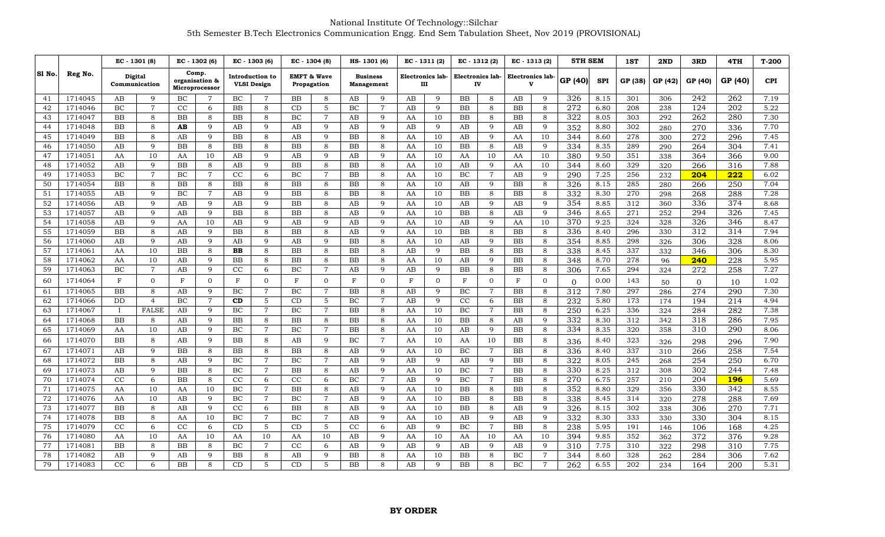National Institute Of Technology::Silchar

5th Semester B.Tech Electronics Communication Engg. End Sem Tabulation Sheet, Nov 2019 (PROVISIONAL)

| Sl No. | Reg No. | EC - 1301 (8) | | EC - 1302 (6) | | EC - 1303 (6) | | EC - 1304 (8) | | HS- 1301 (6) | | EC - 1311 (2) | | EC - 1312 (2) | | EC - 1313 (2) | | 5TH SEM | | 1ST | 2ND | 3RD | 4TH | T-200 |
|---|---|---|---|---|---|---|---|---|---|---|---|---|---|---|---|---|---|---|---|---|---|---|---|---|
| | | Digital Communication | | Comp. organisation & Microprocessor | | Introduction to VLSI Design | | EMFT & Wave Propagation | | Business Management | | Electronics lab-III | | Electronics lab-IV | | Electronics lab-V | | GP (40) | SPI | GP (38) | GP (42) | GP (40) | GP (40) | CPI |
| 41 | 1714045 | AB | 9 | BC | 7 | BC | 7 | BB | 8 | AB | 9 | AB | 9 | BB | 8 | AB | 9 | 326 | 8.15 | 301 | 306 | 242 | 262 | 7.19 |
| 42 | 1714046 | BC | 7 | CC | 6 | BB | 8 | CD | 5 | BC | 7 | AB | 9 | BB | 8 | BB | 8 | 272 | 6.80 | 208 | 238 | 124 | 202 | 5.22 |
| 43 | 1714047 | BB | 8 | BB | 8 | BB | 8 | BC | 7 | AB | 9 | AA | 10 | BB | 8 | BB | 8 | 322 | 8.05 | 303 | 292 | 262 | 280 | 7.30 |
| 44 | 1714048 | BB | 8 | **AB** | 9 | AB | 9 | AB | 9 | AB | 9 | AB | 9 | AB | 9 | AB | 9 | 352 | 8.80 | 302 | 280 | 270 | 336 | 7.70 |
| 45 | 1714049 | BB | 8 | AB | 9 | BB | 8 | AB | 9 | BB | 8 | AA | 10 | AB | 9 | AA | 10 | 344 | 8.60 | 278 | 300 | 272 | 296 | 7.45 |
| 46 | 1714050 | AB | 9 | BB | 8 | BB | 8 | BB | 8 | BB | 8 | AA | 10 | BB | 8 | AB | 9 | 334 | 8.35 | 289 | 290 | 264 | 304 | 7.41 |
| 47 | 1714051 | AA | 10 | AA | 10 | AB | 9 | AB | 9 | AB | 9 | AA | 10 | AA | 10 | AA | 10 | 380 | 9.50 | 351 | 338 | 364 | 366 | 9.00 |
| 48 | 1714052 | AB | 9 | BB | 8 | AB | 9 | BB | 8 | BB | 8 | AA | 10 | AB | 9 | AA | 10 | 344 | 8.60 | 329 | 320 | 266 | 316 | 7.88 |
| 49 | 1714053 | BC | 7 | BC | 7 | CC | 6 | BC | 7 | BB | 8 | AA | 10 | BC | 7 | AB | 9 | 290 | 7.25 | 256 | 232 | **204** | **222** | 6.02 |
| 50 | 1714054 | BB | 8 | BB | 8 | BB | 8 | BB | 8 | BB | 8 | AA | 10 | AB | 9 | BB | 8 | 326 | 8.15 | 285 | 280 | 266 | 250 | 7.04 |
| 51 | 1714055 | AB | 9 | BC | 7 | AB | 9 | BB | 8 | BB | 8 | AA | 10 | BB | 8 | BB | 8 | 332 | 8.30 | 270 | 298 | 268 | 288 | 7.28 |
| 52 | 1714056 | AB | 9 | AB | 9 | AB | 9 | BB | 8 | AB | 9 | AA | 10 | AB | 9 | AB | 9 | 354 | 8.85 | 312 | 360 | 336 | 374 | 8.68 |
| 53 | 1714057 | AB | 9 | AB | 9 | BB | 8 | BB | 8 | AB | 9 | AA | 10 | BB | 8 | AB | 9 | 346 | 8.65 | 271 | 252 | 294 | 326 | 7.45 |
| 54 | 1714058 | AB | 9 | AA | 10 | AB | 9 | AB | 9 | AB | 9 | AA | 10 | AB | 9 | AA | 10 | 370 | 9.25 | 324 | 328 | 326 | 346 | 8.47 |
| 55 | 1714059 | BB | 8 | AB | 9 | BB | 8 | BB | 8 | AB | 9 | AA | 10 | BB | 8 | BB | 8 | 336 | 8.40 | 296 | 330 | 312 | 314 | 7.94 |
| 56 | 1714060 | AB | 9 | AB | 9 | AB | 9 | AB | 9 | BB | 8 | AA | 10 | AB | 9 | BB | 8 | 354 | 8.85 | 298 | 326 | 306 | 328 | 8.06 |
| 57 | 1714061 | AA | 10 | BB | 8 | **BB** | 8 | BB | 8 | BB | 8 | AB | 9 | BB | 8 | BB | 8 | 338 | 8.45 | 337 | 332 | 346 | 306 | 8.30 |
| 58 | 1714062 | AA | 10 | AB | 9 | BB | 8 | BB | 8 | BB | 8 | AA | 10 | AB | 9 | BB | 8 | 348 | 8.70 | 278 | 96 | **240** | 228 | 5.95 |
| 59 | 1714063 | BC | 7 | AB | 9 | CC | 6 | BC | 7 | AB | 9 | AB | 9 | BB | 8 | BB | 8 | 306 | 7.65 | 294 | 324 | 272 | 258 | 7.27 |
| 60 | 1714064 | F | 0 | F | 0 | F | 0 | F | 0 | F | 0 | F | 0 | F | 0 | F | 0 | 0 | 0.00 | 143 | 50 | 0 | 10 | 1.02 |
| 61 | 1714065 | BB | 8 | AB | 9 | BC | 7 | BC | 7 | BB | 8 | AB | 9 | BC | 7 | BB | 8 | 312 | 7.80 | 297 | 286 | 274 | 290 | 7.30 |
| 62 | 1714066 | DD | 4 | BC | 7 | **CD** | 5 | CD | 5 | BC | 7 | AB | 9 | CC | 6 | BB | 8 | 232 | 5.80 | 173 | 174 | 194 | 214 | 4.94 |
| 63 | 1714067 | I | FALSE | AB | 9 | BC | 7 | BC | 7 | BB | 8 | AA | 10 | BC | 7 | BB | 8 | 250 | 6.25 | 336 | 324 | 284 | 282 | 7.38 |
| 64 | 1714068 | BB | 8 | AB | 9 | BB | 8 | BB | 8 | BB | 8 | AB | 9 | BB | 8 | AB | 9 | 332 | 8.30 | 312 | 342 | 318 | 286 | 7.95 |
| 65 | 1714069 | AA | 10 | AB | 9 | BC | 7 | BC | 7 | BB | 8 | AA | 10 | AB | 9 | BB | 8 | 334 | 8.35 | 320 | 358 | 310 | 290 | 8.06 |
| 66 | 1714070 | BB | 8 | AB | 9 | BB | 8 | AB | 9 | BC | 7 | AA | 10 | AA | 10 | BB | 8 | 336 | 8.40 | 323 | 326 | 298 | 296 | 7.90 |
| 67 | 1714071 | AB | 9 | BB | 8 | BB | 8 | BB | 8 | AB | 9 | AA | 10 | BC | 7 | BB | 8 | 336 | 8.40 | 337 | 310 | 266 | 258 | 7.54 |
| 68 | 1714072 | BB | 8 | AB | 9 | BC | 7 | BC | 7 | AB | 9 | AB | 9 | AB | 9 | BB | 8 | 322 | 8.05 | 245 | 268 | 254 | 250 | 6.70 |
| 69 | 1714073 | AB | 9 | BB | 8 | BC | 7 | BB | 8 | AB | 9 | AA | 10 | BC | 7 | BB | 8 | 330 | 8.25 | 312 | 308 | 302 | 244 | 7.48 |
| 70 | 1714074 | CC | 6 | BB | 8 | CC | 6 | CC | 6 | BC | 7 | AB | 9 | BC | 7 | BB | 8 | 270 | 6.75 | 257 | 210 | 204 | **196** | 5.69 |
| 71 | 1714075 | AA | 10 | AA | 10 | BC | 7 | BB | 8 | AB | 9 | AA | 10 | BB | 8 | BB | 8 | 352 | 8.80 | 329 | 356 | 330 | 342 | 8.55 |
| 72 | 1714076 | AA | 10 | AB | 9 | BC | 7 | BC | 7 | AB | 9 | AA | 10 | BB | 8 | BB | 8 | 338 | 8.45 | 314 | 320 | 278 | 288 | 7.69 |
| 73 | 1714077 | BB | 8 | AB | 9 | CC | 6 | BB | 8 | AB | 9 | AA | 10 | BB | 8 | AB | 9 | 326 | 8.15 | 302 | 338 | 306 | 270 | 7.71 |
| 74 | 1714078 | BB | 8 | AA | 10 | BC | 7 | BC | 7 | AB | 9 | AA | 10 | AB | 9 | AB | 9 | 332 | 8.30 | 333 | 330 | 330 | 304 | 8.15 |
| 75 | 1714079 | CC | 6 | CC | 6 | CD | 5 | CD | 5 | CC | 6 | AB | 9 | BC | 7 | BB | 8 | 238 | 5.95 | 191 | 146 | 106 | 168 | 4.25 |
| 76 | 1714080 | AA | 10 | AA | 10 | AA | 10 | AA | 10 | AB | 9 | AA | 10 | AA | 10 | AA | 10 | 394 | 9.85 | 352 | 362 | 372 | 376 | 9.28 |
| 77 | 1714081 | BB | 8 | BB | 8 | BC | 7 | CC | 6 | AB | 9 | AB | 9 | AB | 9 | AB | 9 | 310 | 7.75 | 310 | 322 | 298 | 310 | 7.75 |
| 78 | 1714082 | AB | 9 | AB | 9 | BB | 8 | AB | 9 | BB | 8 | AA | 10 | BB | 8 | BC | 7 | 344 | 8.60 | 328 | 262 | 284 | 306 | 7.62 |
| 79 | 1714083 | CC | 6 | BB | 8 | CD | 5 | CD | 5 | BB | 8 | AB | 9 | BB | 8 | BC | 7 | 262 | 6.55 | 202 | 234 | 164 | 200 | 5.31 |

**BY ORDER**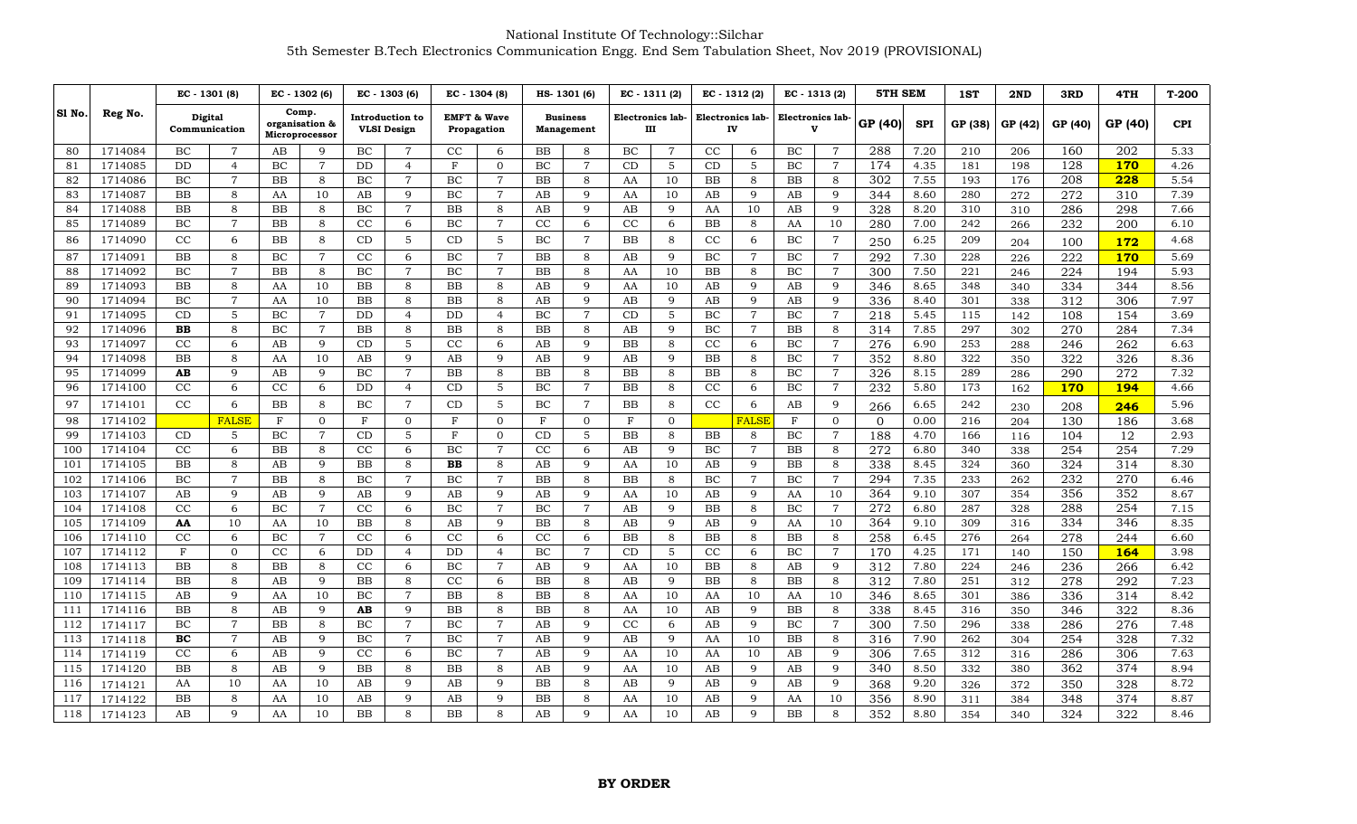National Institute Of Technology::Silchar

5th Semester B.Tech Electronics Communication Engg. End Sem Tabulation Sheet, Nov 2019 (PROVISIONAL)

| Sl No. | Reg No. | EC - 1301 (8) | | EC - 1302 (6) | | EC - 1303 (6) | | EC - 1304 (8) | | HS- 1301 (6) | | EC - 1311 (2) | | EC - 1312 (2) | | EC - 1313 (2) | | 5TH SEM | | 1ST | 2ND | 3RD | 4TH | T-200 |
|---|---|---|---|---|---|---|---|---|---|---|---|---|---|---|---|---|---|---|---|---|---|---|---|---|
| | | Digital Communication | | Comp. organisation & Microprocessor | | Introduction to VLSI Design | | EMFT & Wave Propagation | | Business Management | | Electronics lab-III | | Electronics lab-IV | | Electronics lab-V | | GP (40) | SPI | GP (38) | GP (42) | GP (40) | GP (40) | CPI |
| 80 | 1714084 | BC | 7 | AB | 9 | BC | 7 | CC | 6 | BB | 8 | BC | 7 | CC | 6 | BC | 7 | 288 | 7.20 | 210 | 206 | 160 | 202 | 5.33 |
| 81 | 1714085 | DD | 4 | BC | 7 | DD | 4 | F | 0 | BC | 7 | CD | 5 | CD | 5 | BC | 7 | 174 | 4.35 | 181 | 198 | 128 | **170** | 4.26 |
| 82 | 1714086 | BC | 7 | BB | 8 | BC | 7 | BC | 7 | BB | 8 | AA | 10 | BB | 8 | BB | 8 | 302 | 7.55 | 193 | 176 | 208 | **228** | 5.54 |
| 83 | 1714087 | BB | 8 | AA | 10 | AB | 9 | BC | 7 | AB | 9 | AA | 10 | AB | 9 | AB | 9 | 344 | 8.60 | 280 | 272 | 272 | 310 | 7.39 |
| 84 | 1714088 | BB | 8 | BB | 8 | BC | 7 | BB | 8 | AB | 9 | AB | 9 | AA | 10 | AB | 9 | 328 | 8.20 | 310 | 310 | 286 | 298 | 7.66 |
| 85 | 1714089 | BC | 7 | BB | 8 | CC | 6 | BC | 7 | CC | 6 | CC | 6 | BB | 8 | AA | 10 | 280 | 7.00 | 242 | 266 | 232 | 200 | 6.10 |
| 86 | 1714090 | CC | 6 | BB | 8 | CD | 5 | CD | 5 | BC | 7 | BB | 8 | CC | 6 | BC | 7 | 250 | 6.25 | 209 | 204 | 100 | **172** | 4.68 |
| 87 | 1714091 | BB | 8 | BC | 7 | CC | 6 | BC | 7 | BB | 8 | AB | 9 | BC | 7 | BC | 7 | 292 | 7.30 | 228 | 226 | 222 | **170** | 5.69 |
| 88 | 1714092 | BC | 7 | BB | 8 | BC | 7 | BC | 7 | BB | 8 | AA | 10 | BB | 8 | BC | 7 | 300 | 7.50 | 221 | 246 | 224 | 194 | 5.93 |
| 89 | 1714093 | BB | 8 | AA | 10 | BB | 8 | BB | 8 | AB | 9 | AA | 10 | AB | 9 | AB | 9 | 346 | 8.65 | 348 | 340 | 334 | 344 | 8.56 |
| 90 | 1714094 | BC | 7 | AA | 10 | BB | 8 | BB | 8 | AB | 9 | AB | 9 | AB | 9 | AB | 9 | 336 | 8.40 | 301 | 338 | 312 | 306 | 7.97 |
| 91 | 1714095 | CD | 5 | BC | 7 | DD | 4 | DD | 4 | BC | 7 | CD | 5 | BC | 7 | BC | 7 | 218 | 5.45 | 115 | 142 | 108 | 154 | 3.69 |
| 92 | 1714096 | **BB** | 8 | BC | 7 | BB | 8 | BB | 8 | BB | 8 | AB | 9 | BC | 7 | BB | 8 | 314 | 7.85 | 297 | 302 | 270 | 284 | 7.34 |
| 93 | 1714097 | CC | 6 | AB | 9 | CD | 5 | CC | 6 | AB | 9 | BB | 8 | CC | 6 | BC | 7 | 276 | 6.90 | 253 | 288 | 246 | 262 | 6.63 |
| 94 | 1714098 | BB | 8 | AA | 10 | AB | 9 | AB | 9 | AB | 9 | AB | 9 | BB | 8 | BC | 7 | 352 | 8.80 | 322 | 350 | 322 | 326 | 8.36 |
| 95 | 1714099 | **AB** | 9 | AB | 9 | BC | 7 | BB | 8 | BB | 8 | BB | 8 | BB | 8 | BC | 7 | 326 | 8.15 | 289 | 286 | 290 | 272 | 7.32 |
| 96 | 1714100 | CC | 6 | CC | 6 | DD | 4 | CD | 5 | BC | 7 | BB | 8 | CC | 6 | BC | 7 | 232 | 5.80 | 173 | 162 | **170** | **194** | 4.66 |
| 97 | 1714101 | CC | 6 | BB | 8 | BC | 7 | CD | 5 | BC | 7 | BB | 8 | CC | 6 | AB | 9 | 266 | 6.65 | 242 | 230 | 208 | **246** | 5.96 |
| 98 | 1714102 | | FALSE | F | 0 | F | 0 | F | 0 | F | 0 | F | 0 | | FALSE | F | 0 | 0 | 0.00 | 216 | 204 | 130 | 186 | 3.68 |
| 99 | 1714103 | CD | 5 | BC | 7 | CD | 5 | F | 0 | CD | 5 | BB | 8 | BB | 8 | BC | 7 | 188 | 4.70 | 166 | 116 | 104 | 12 | 2.93 |
| 100 | 1714104 | CC | 6 | BB | 8 | CC | 6 | BC | 7 | CC | 6 | AB | 9 | BC | 7 | BB | 8 | 272 | 6.80 | 340 | 338 | 254 | 254 | 7.29 |
| 101 | 1714105 | BB | 8 | AB | 9 | BB | 8 | **BB** | 8 | AB | 9 | AA | 10 | AB | 9 | BB | 8 | 338 | 8.45 | 324 | 360 | 324 | 314 | 8.30 |
| 102 | 1714106 | BC | 7 | BB | 8 | BC | 7 | BC | 7 | BB | 8 | BB | 8 | BC | 7 | BC | 7 | 294 | 7.35 | 233 | 262 | 232 | 270 | 6.46 |
| 103 | 1714107 | AB | 9 | AB | 9 | AB | 9 | AB | 9 | AB | 9 | AA | 10 | AB | 9 | AA | 10 | 364 | 9.10 | 307 | 354 | 356 | 352 | 8.67 |
| 104 | 1714108 | CC | 6 | BC | 7 | CC | 6 | BC | 7 | BC | 7 | AB | 9 | BB | 8 | BC | 7 | 272 | 6.80 | 287 | 328 | 288 | 254 | 7.15 |
| 105 | 1714109 | **AA** | 10 | AA | 10 | BB | 8 | AB | 9 | BB | 8 | AB | 9 | AB | 9 | AA | 10 | 364 | 9.10 | 309 | 316 | 334 | 346 | 8.35 |
| 106 | 1714110 | CC | 6 | BC | 7 | CC | 6 | CC | 6 | CC | 6 | BB | 8 | BB | 8 | BB | 8 | 258 | 6.45 | 276 | 264 | 278 | 244 | 6.60 |
| 107 | 1714112 | F | 0 | CC | 6 | DD | 4 | DD | 4 | BC | 7 | CD | 5 | CC | 6 | BC | 7 | 170 | 4.25 | 171 | 140 | 150 | **164** | 3.98 |
| 108 | 1714113 | BB | 8 | BB | 8 | CC | 6 | BC | 7 | AB | 9 | AA | 10 | BB | 8 | AB | 9 | 312 | 7.80 | 224 | 246 | 236 | 266 | 6.42 |
| 109 | 1714114 | BB | 8 | AB | 9 | BB | 8 | CC | 6 | BB | 8 | AB | 9 | BB | 8 | BB | 8 | 312 | 7.80 | 251 | 312 | 278 | 292 | 7.23 |
| 110 | 1714115 | AB | 9 | AA | 10 | BC | 7 | BB | 8 | BB | 8 | AA | 10 | AA | 10 | AA | 10 | 346 | 8.65 | 301 | 386 | 336 | 314 | 8.42 |
| 111 | 1714116 | BB | 8 | AB | 9 | **AB** | 9 | BB | 8 | BB | 8 | AA | 10 | AB | 9 | BB | 8 | 338 | 8.45 | 316 | 350 | 346 | 322 | 8.36 |
| 112 | 1714117 | BC | 7 | BB | 8 | BC | 7 | BC | 7 | AB | 9 | CC | 6 | AB | 9 | BC | 7 | 300 | 7.50 | 296 | 338 | 286 | 276 | 7.48 |
| 113 | 1714118 | **BC** | 7 | AB | 9 | BC | 7 | BC | 7 | AB | 9 | AB | 9 | AA | 10 | BB | 8 | 316 | 7.90 | 262 | 304 | 254 | 328 | 7.32 |
| 114 | 1714119 | CC | 6 | AB | 9 | CC | 6 | BC | 7 | AB | 9 | AA | 10 | AA | 10 | AB | 9 | 306 | 7.65 | 312 | 316 | 286 | 306 | 7.63 |
| 115 | 1714120 | BB | 8 | AB | 9 | BB | 8 | BB | 8 | AB | 9 | AA | 10 | AB | 9 | AB | 9 | 340 | 8.50 | 332 | 380 | 362 | 374 | 8.94 |
| 116 | 1714121 | AA | 10 | AA | 10 | AB | 9 | AB | 9 | BB | 8 | AB | 9 | AB | 9 | AB | 9 | 368 | 9.20 | 326 | 372 | 350 | 328 | 8.72 |
| 117 | 1714122 | BB | 8 | AA | 10 | AB | 9 | AB | 9 | BB | 8 | AA | 10 | AB | 9 | AA | 10 | 356 | 8.90 | 311 | 384 | 348 | 374 | 8.87 |
| 118 | 1714123 | AB | 9 | AA | 10 | BB | 8 | BB | 8 | AB | 9 | AA | 10 | AB | 9 | BB | 8 | 352 | 8.80 | 354 | 340 | 324 | 322 | 8.46 |

**BY ORDER**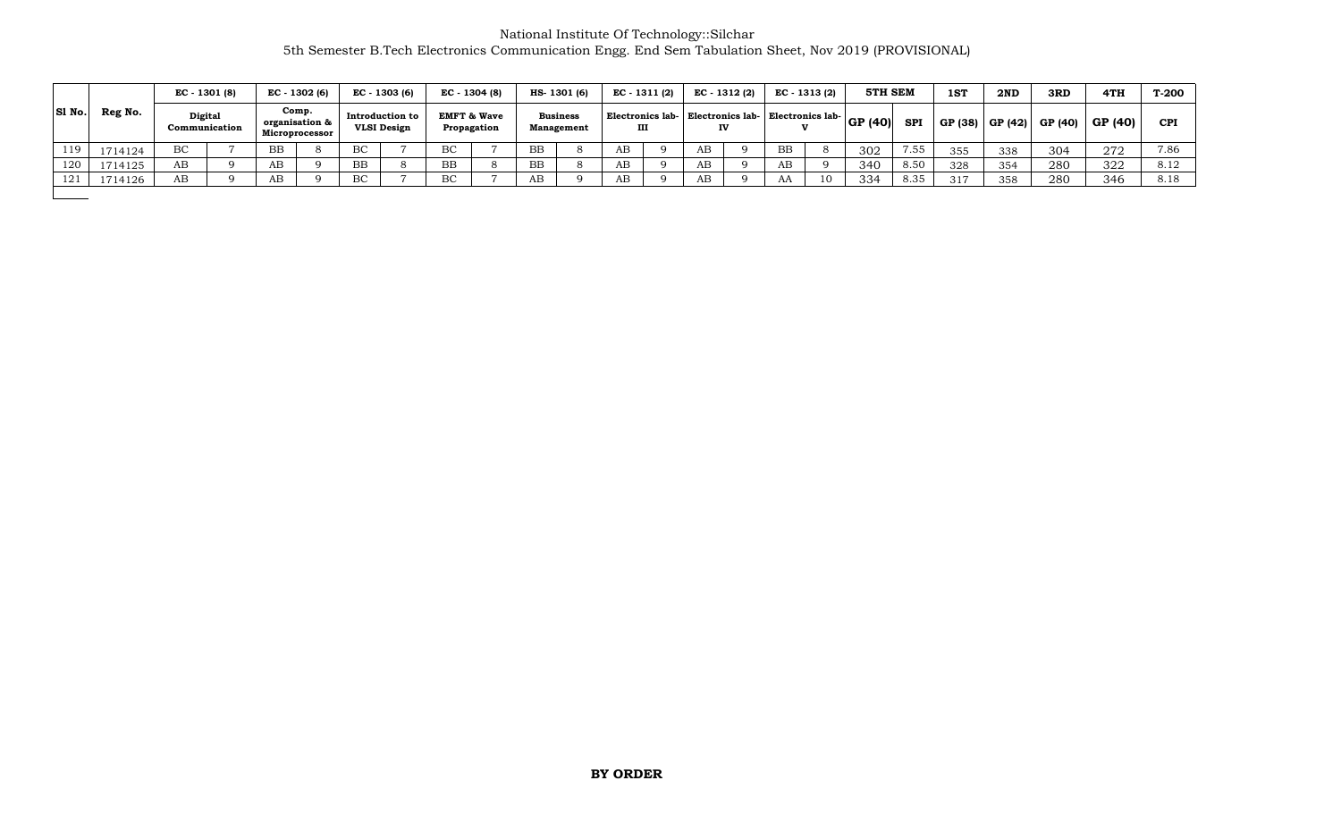National Institute Of Technology::Silchar
5th Semester B.Tech Electronics Communication Engg. End Sem Tabulation Sheet, Nov 2019 (PROVISIONAL)

| Sl No. | Reg No. | EC - 1301 (8) | | EC - 1302 (6) | | EC - 1303 (6) | | EC - 1304 (8) | | HS- 1301 (6) | | EC - 1311 (2) | | EC - 1312 (2) | | EC - 1313 (2) | | 5TH SEM | | 1ST | 2ND | 3RD | 4TH | T-200 |
|---|---|---|---|---|---|---|---|---|---|---|---|---|---|---|---|---|---|---|---|---|---|---|---|---|
| | | Digital Communication | | Comp. organisation & Microprocessor | | Introduction to VLSI Design | | EMFT & Wave Propagation | | Business Management | | Electronics lab-III | | Electronics lab-IV | | Electronics lab-V | | GP (40) | SPI | GP (38) | GP (42) | GP (40) | GP (40) | CPI |
| 119 | 1714124 | BC | 7 | BB | 8 | BC | 7 | BC | 7 | BB | 8 | AB | 9 | AB | 9 | BB | 8 | 302 | 7.55 | 355 | 338 | 304 | 272 | 7.86 |
| 120 | 1714125 | AB | 9 | AB | 9 | BB | 8 | BB | 8 | BB | 8 | AB | 9 | AB | 9 | AB | 9 | 340 | 8.50 | 328 | 354 | 280 | 322 | 8.12 |
| 121 | 1714126 | AB | 9 | AB | 9 | BC | 7 | BC | 7 | AB | 9 | AB | 9 | AB | 9 | AA | 10 | 334 | 8.35 | 317 | 358 | 280 | 346 | 8.18 |

**BY ORDER**